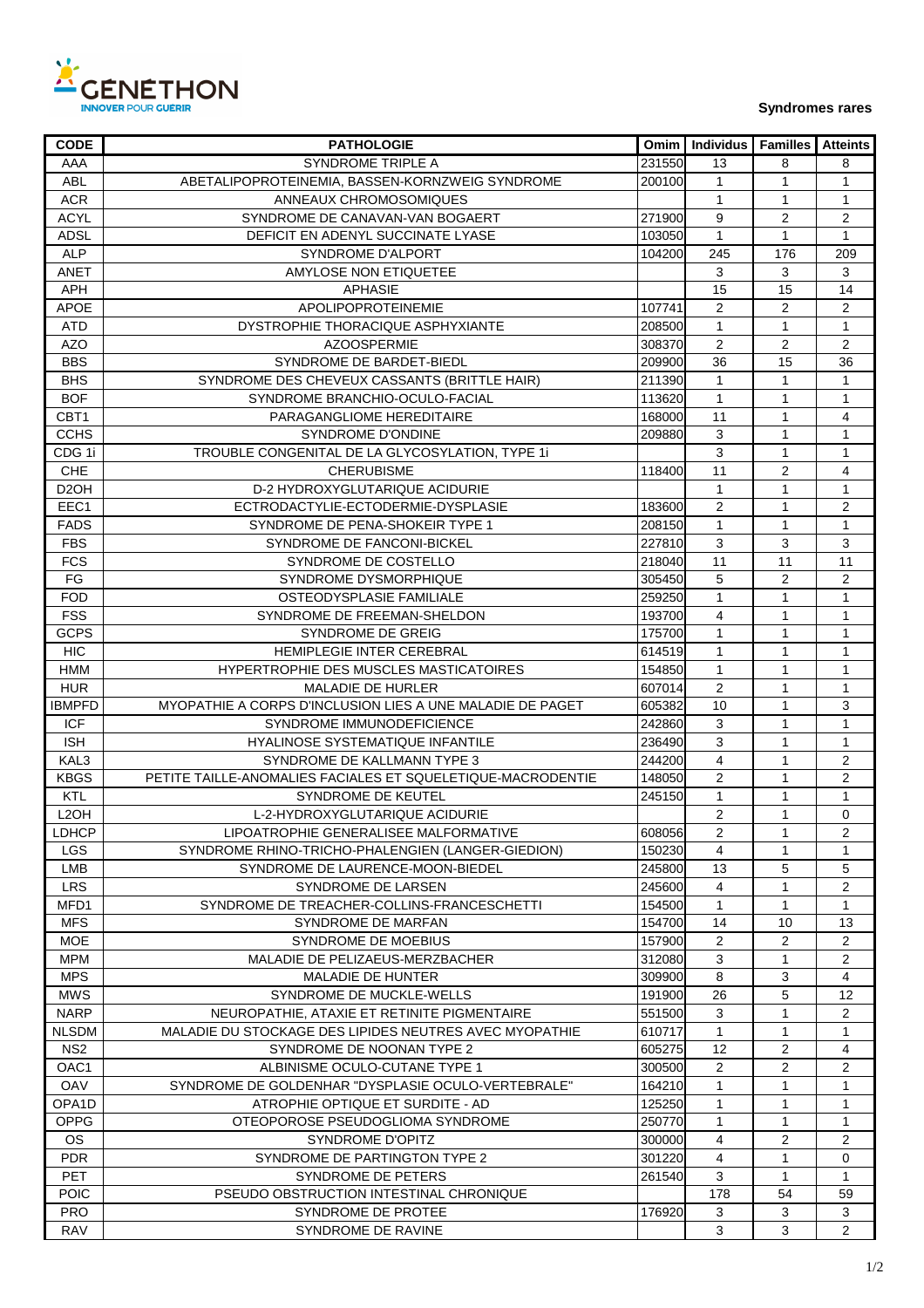GÉNÉTHON
INNOVER POUR GUERIR

**Syndromes rares**

| CODE | PATHOLOGIE | Omim | Individus | Familles | Atteints |
|---|---|---|---|---|---|
| AAA | SYNDROME TRIPLE A | 231550 | 13 | 8 | 8 |
| ABL | ABETALIPOPROTEINEMIA, BASSEN-KORNZWEIG SYNDROME | 200100 | 1 | 1 | 1 |
| ACR | ANNEAUX CHROMOSOMIQUES | | 1 | 1 | 1 |
| ACYL | SYNDROME DE CANAVAN-VAN BOGAERT | 271900 | 9 | 2 | 2 |
| ADSL | DEFICIT EN ADENYL SUCCINATE LYASE | 103050 | 1 | 1 | 1 |
| ALP | SYNDROME D'ALPORT | 104200 | 245 | 176 | 209 |
| ANET | AMYLOSE NON ETIQUETEE | | 3 | 3 | 3 |
| APH | APHASIE | | 15 | 15 | 14 |
| APOE | APOLIPOPROTEINEMIE | 107741 | 2 | 2 | 2 |
| ATD | DYSTROPHIE THORACIQUE ASPHYXIANTE | 208500 | 1 | 1 | 1 |
| AZO | AZOOSPERMIE | 308370 | 2 | 2 | 2 |
| BBS | SYNDROME DE BARDET-BIEDL | 209900 | 36 | 15 | 36 |
| BHS | SYNDROME DES CHEVEUX CASSANTS (BRITTLE HAIR) | 211390 | 1 | 1 | 1 |
| BOF | SYNDROME BRANCHIO-OCULO-FACIAL | 113620 | 1 | 1 | 1 |
| CBT1 | PARAGANGLIOME HEREDITAIRE | 168000 | 11 | 1 | 4 |
| CCHS | SYNDROME D'ONDINE | 209880 | 3 | 1 | 1 |
| CDG 1i | TROUBLE CONGENITAL DE LA GLYCOSYLATION, TYPE 1i | | 3 | 1 | 1 |
| CHE | CHERUBISME | 118400 | 11 | 2 | 4 |
| D2OH | D-2 HYDROXYGLUTARIQUE ACIDURIE | | 1 | 1 | 1 |
| EEC1 | ECTRODACTYLIE-ECTODERMIE-DYSPLASIE | 183600 | 2 | 1 | 2 |
| FADS | SYNDROME DE PENA-SHOKEIR TYPE 1 | 208150 | 1 | 1 | 1 |
| FBS | SYNDROME DE FANCONI-BICKEL | 227810 | 3 | 3 | 3 |
| FCS | SYNDROME DE COSTELLO | 218040 | 11 | 11 | 11 |
| FG | SYNDROME DYSMORPHIQUE | 305450 | 5 | 2 | 2 |
| FOD | OSTEODYSPLASIE FAMILIALE | 259250 | 1 | 1 | 1 |
| FSS | SYNDROME DE FREEMAN-SHELDON | 193700 | 4 | 1 | 1 |
| GCPS | SYNDROME DE GREIG | 175700 | 1 | 1 | 1 |
| HIC | HEMIPLEGIE INTER CEREBRAL | 614519 | 1 | 1 | 1 |
| HMM | HYPERTROPHIE DES MUSCLES MASTICATOIRES | 154850 | 1 | 1 | 1 |
| HUR | MALADIE DE HURLER | 607014 | 2 | 1 | 1 |
| IBMPFD | MYOPATHIE A CORPS D'INCLUSION LIES A UNE MALADIE DE PAGET | 605382 | 10 | 1 | 3 |
| ICF | SYNDROME IMMUNODEFICIENCE | 242860 | 3 | 1 | 1 |
| ISH | HYALINOSE SYSTEMATIQUE INFANTILE | 236490 | 3 | 1 | 1 |
| KAL3 | SYNDROME DE KALLMANN TYPE 3 | 244200 | 4 | 1 | 2 |
| KBGS | PETITE TAILLE-ANOMALIES FACIALES ET SQUELETIQUE-MACRODENTIE | 148050 | 2 | 1 | 2 |
| KTL | SYNDROME DE KEUTEL | 245150 | 1 | 1 | 1 |
| L2OH | L-2-HYDROXYGLUTARIQUE ACIDURIE | | 2 | 1 | 0 |
| LDHCP | LIPOATROPHIE GENERALISEE MALFORMATIVE | 608056 | 2 | 1 | 2 |
| LGS | SYNDROME RHINO-TRICHO-PHALENGIEN (LANGER-GIEDION) | 150230 | 4 | 1 | 1 |
| LMB | SYNDROME DE LAURENCE-MOON-BIEDEL | 245800 | 13 | 5 | 5 |
| LRS | SYNDROME DE LARSEN | 245600 | 4 | 1 | 2 |
| MFD1 | SYNDROME DE TREACHER-COLLINS-FRANCESCHETTI | 154500 | 1 | 1 | 1 |
| MFS | SYNDROME DE MARFAN | 154700 | 14 | 10 | 13 |
| MOE | SYNDROME DE MOEBIUS | 157900 | 2 | 2 | 2 |
| MPM | MALADIE DE PELIZAEUS-MERZBACHER | 312080 | 3 | 1 | 2 |
| MPS | MALADIE DE HUNTER | 309900 | 8 | 3 | 4 |
| MWS | SYNDROME DE MUCKLE-WELLS | 191900 | 26 | 5 | 12 |
| NARP | NEUROPATHIE, ATAXIE ET RETINITE PIGMENTAIRE | 551500 | 3 | 1 | 2 |
| NLSDM | MALADIE DU STOCKAGE DES LIPIDES NEUTRES AVEC MYOPATHIE | 610717 | 1 | 1 | 1 |
| NS2 | SYNDROME DE NOONAN TYPE 2 | 605275 | 12 | 2 | 4 |
| OAC1 | ALBINISME OCULO-CUTANE TYPE 1 | 300500 | 2 | 2 | 2 |
| OAV | SYNDROME DE GOLDENHAR "DYSPLASIE OCULO-VERTEBRALE" | 164210 | 1 | 1 | 1 |
| OPA1D | ATROPHIE OPTIQUE ET SURDITE - AD | 125250 | 1 | 1 | 1 |
| OPPG | OTEOPOROSE PSEUDOGLIOMA SYNDROME | 250770 | 1 | 1 | 1 |
| OS | SYNDROME D'OPITZ | 300000 | 4 | 2 | 2 |
| PDR | SYNDROME DE PARTINGTON TYPE 2 | 301220 | 4 | 1 | 0 |
| PET | SYNDROME DE PETERS | 261540 | 3 | 1 | 1 |
| POIC | PSEUDO OBSTRUCTION INTESTINAL CHRONIQUE | | 178 | 54 | 59 |
| PRO | SYNDROME DE PROTEE | 176920 | 3 | 3 | 3 |
| RAV | SYNDROME DE RAVINE | | 3 | 3 | 2 |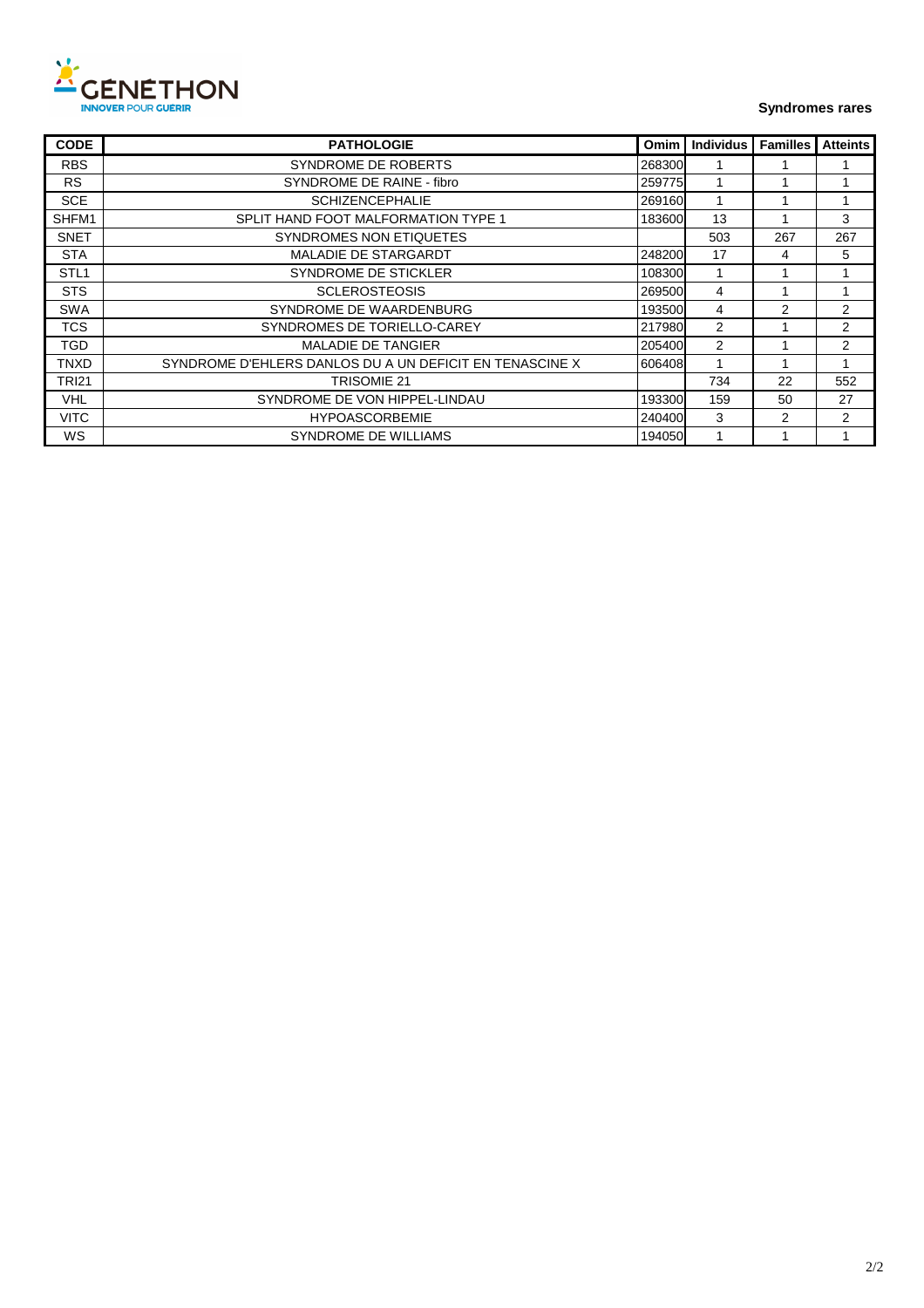**Syndromes rares**

| CODE | PATHOLOGIE | Omim | Individus | Familles | Atteints |
| --- | --- | --- | --- | --- | --- |
| RBS | SYNDROME DE ROBERTS | 268300 | 1 | 1 | 1 |
| RS | SYNDROME DE RAINE - fibro | 259775 | 1 | 1 | 1 |
| SCE | SCHIZENCEPHALIE | 269160 | 1 | 1 | 1 |
| SHFM1 | SPLIT HAND FOOT MALFORMATION TYPE 1 | 183600 | 13 | 1 | 3 |
| SNET | SYNDROMES NON ETIQUETES | | 503 | 267 | 267 |
| STA | MALADIE DE STARGARDT | 248200 | 17 | 4 | 5 |
| STL1 | SYNDROME DE STICKLER | 108300 | 1 | 1 | 1 |
| STS | SCLEROSTEOSIS | 269500 | 4 | 1 | 1 |
| SWA | SYNDROME DE WAARDENBURG | 193500 | 4 | 2 | 2 |
| TCS | SYNDROMES DE TORIELLO-CAREY | 217980 | 2 | 1 | 2 |
| TGD | MALADIE DE TANGIER | 205400 | 2 | 1 | 2 |
| TNXD | SYNDROME D'EHLERS DANLOS DU A UN DEFICIT EN TENASCINE X | 606408 | 1 | 1 | 1 |
| TRI21 | TRISOMIE 21 | | 734 | 22 | 552 |
| VHL | SYNDROME DE VON HIPPEL-LINDAU | 193300 | 159 | 50 | 27 |
| VITC | HYPOASCORBEMIE | 240400 | 3 | 2 | 2 |
| WS | SYNDROME DE WILLIAMS | 194050 | 1 | 1 | 1 |